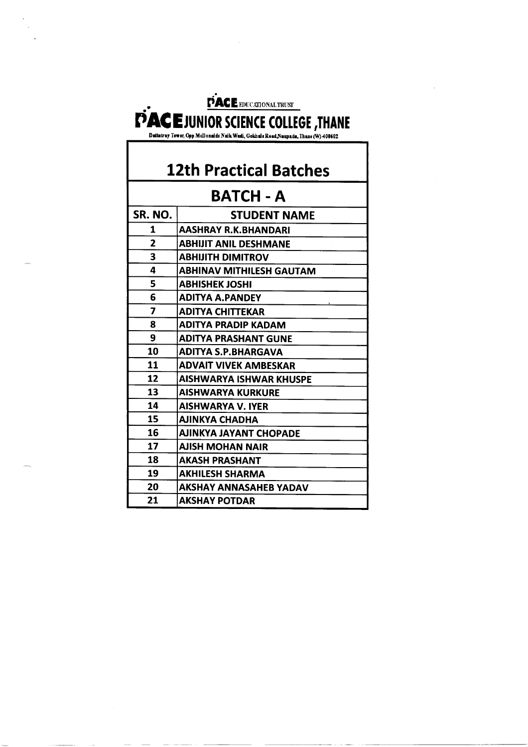PACE EDUCATIONAL TRUST

# PACE JUNIOR SCIENCE COLLEGE ,THANE

Dattatray Tower, Opp McDonalds Naik Wadi, Gokhale Road,Naupada, Thane (W)-400602

## 12th Practical Batches

### BATCH - A

| SR. NO. | STUDENT NAME |
|---|---|
| 1 | AASHRAY R.K.BHANDARI |
| 2 | ABHIJIT ANIL DESHMANE |
| 3 | ABHIJITH DIMITROV |
| 4 | ABHINAV MITHILESH GAUTAM |
| 5 | ABHISHEK JOSHI |
| 6 | ADITYA A.PANDEY |
| 7 | ADITYA CHITTEKAR |
| 8 | ADITYA PRADIP KADAM |
| 9 | ADITYA PRASHANT GUNE |
| 10 | ADITYA S.P.BHARGAVA |
| 11 | ADVAIT VIVEK AMBESKAR |
| 12 | AISHWARYA ISHWAR KHUSPE |
| 13 | AISHWARYA KURKURE |
| 14 | AISHWARYA V. IYER |
| 15 | AJINKYA CHADHA |
| 16 | AJINKYA JAYANT CHOPADE |
| 17 | AJISH MOHAN NAIR |
| 18 | AKASH PRASHANT |
| 19 | AKHILESH SHARMA |
| 20 | AKSHAY ANNASAHEB YADAV |
| 21 | AKSHAY POTDAR |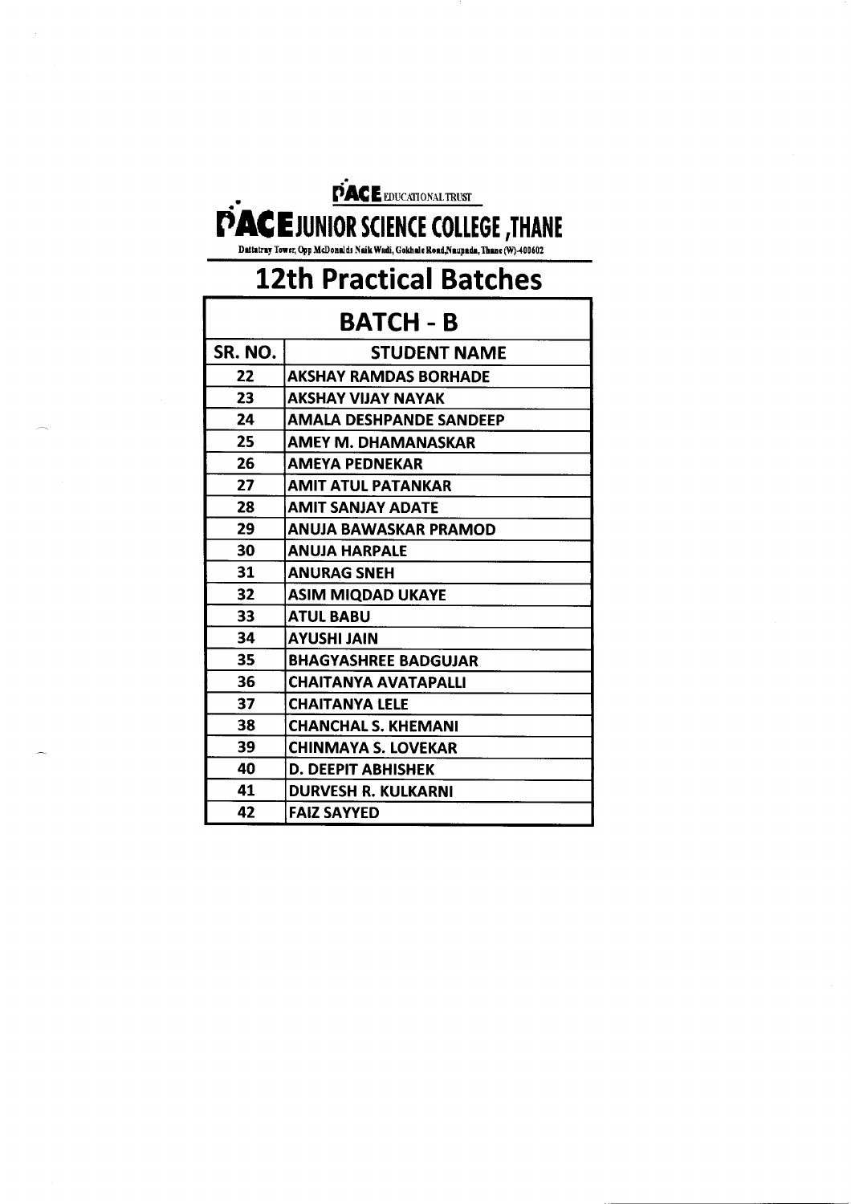PACE EDUCATIONAL TRUST

# PACE JUNIOR SCIENCE COLLEGE ,THANE

Dattatray Tower, Opp McDonalds Naik Wadi, Gokhale Road,Naupada, Thane (W)-400602

## 12th Practical Batches

| BATCH - B | |
|---|---|
| **SR. NO.** | **STUDENT NAME** |
| 22 | AKSHAY RAMDAS BORHADE |
| 23 | AKSHAY VIJAY NAYAK |
| 24 | AMALA DESHPANDE SANDEEP |
| 25 | AMEY M. DHAMANASKAR |
| 26 | AMEYA PEDNEKAR |
| 27 | AMIT ATUL PATANKAR |
| 28 | AMIT SANJAY ADATE |
| 29 | ANUJA BAWASKAR PRAMOD |
| 30 | ANUJA HARPALE |
| 31 | ANURAG SNEH |
| 32 | ASIM MIQDAD UKAYE |
| 33 | ATUL BABU |
| 34 | AYUSHI JAIN |
| 35 | BHAGYASHREE BADGUJAR |
| 36 | CHAITANYA AVATAPALLI |
| 37 | CHAITANYA LELE |
| 38 | CHANCHAL S. KHEMANI |
| 39 | CHINMAYA S. LOVEKAR |
| 40 | D. DEEPIT ABHISHEK |
| 41 | DURVESH R. KULKARNI |
| 42 | FAIZ SAYYED |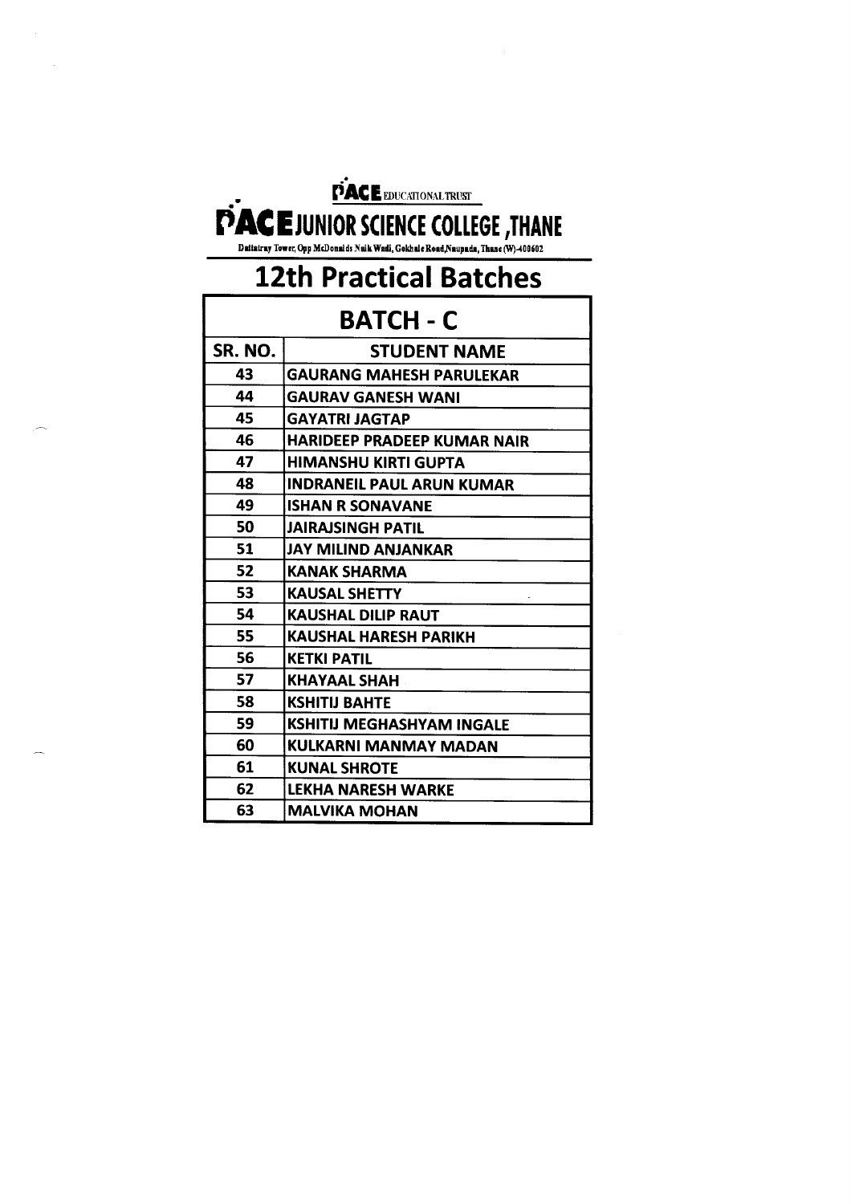PACE EDUCATIONAL TRUST

# PACE JUNIOR SCIENCE COLLEGE ,THANE

Dattatray Tower, Opp McDonalds Naik Wadi, Gokhale Road,Naupada, Thane (W)-400602

## 12th Practical Batches

| BATCH - C | |
|---|---|
| **SR. NO.** | **STUDENT NAME** |
| 43 | GAURANG MAHESH PARULEKAR |
| 44 | GAURAV GANESH WANI |
| 45 | GAYATRI JAGTAP |
| 46 | HARIDEEP PRADEEP KUMAR NAIR |
| 47 | HIMANSHU KIRTI GUPTA |
| 48 | INDRANEIL PAUL ARUN KUMAR |
| 49 | ISHAN R SONAVANE |
| 50 | JAIRAJSINGH PATIL |
| 51 | JAY MILIND ANJANKAR |
| 52 | KANAK SHARMA |
| 53 | KAUSAL SHETTY |
| 54 | KAUSHAL DILIP RAUT |
| 55 | KAUSHAL HARESH PARIKH |
| 56 | KETKI PATIL |
| 57 | KHAYAAL SHAH |
| 58 | KSHITIJ BAHTE |
| 59 | KSHITIJ MEGHASHYAM INGALE |
| 60 | KULKARNI MANMAY MADAN |
| 61 | KUNAL SHROTE |
| 62 | LEKHA NARESH WARKE |
| 63 | MALVIKA MOHAN |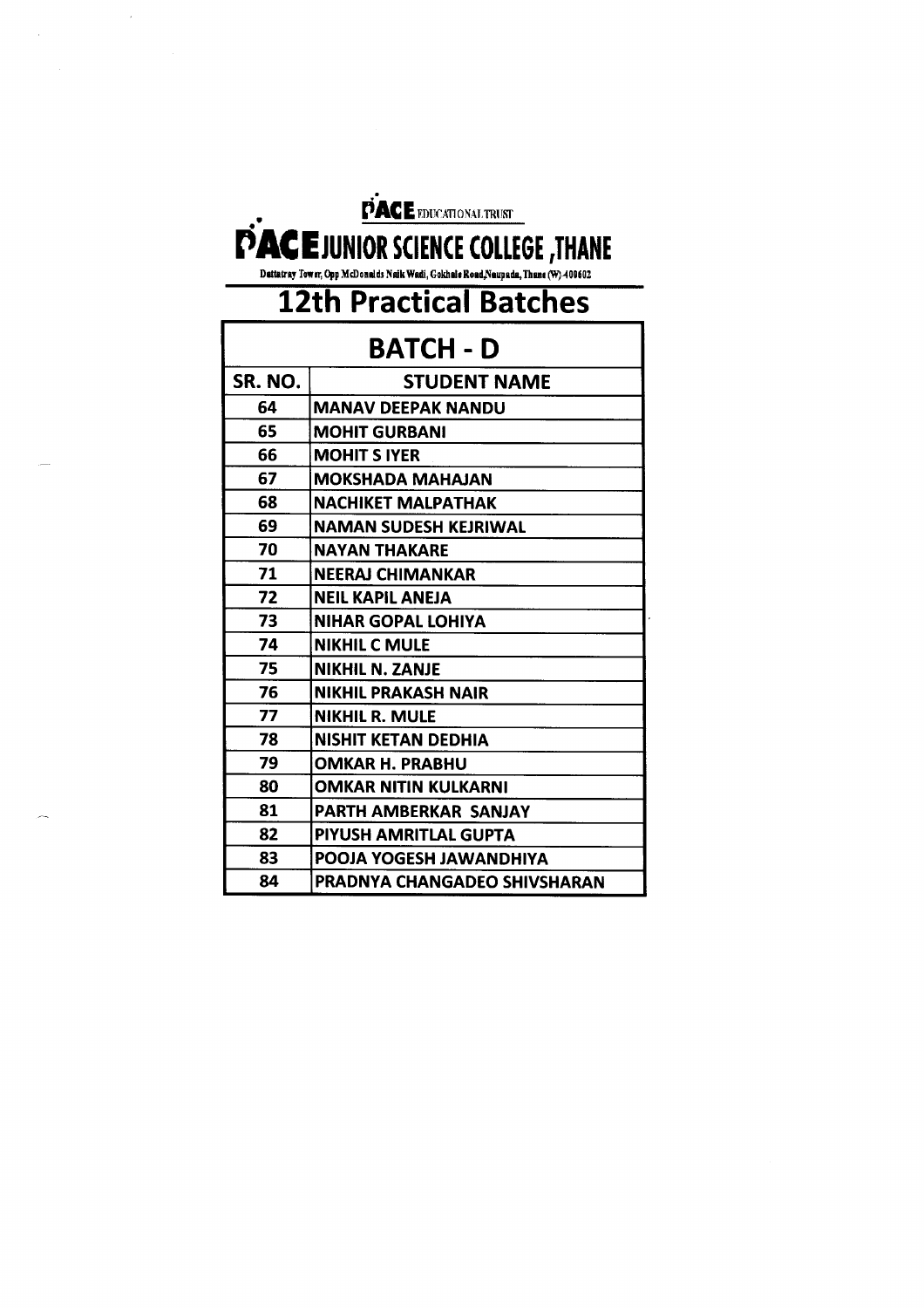PACE EDUCATIONAL TRUST

# PACE JUNIOR SCIENCE COLLEGE ,THANE

Dattatray Tower, Opp McDonalds Naik Wadi, Gokhale Road,Naupada, Thane (W) 400602

## 12th Practical Batches

| BATCH - D | |
|---|---|
| **SR. NO.** | **STUDENT NAME** |
| 64 | MANAV DEEPAK NANDU |
| 65 | MOHIT GURBANI |
| 66 | MOHIT S IYER |
| 67 | MOKSHADA MAHAJAN |
| 68 | NACHIKET MALPATHAK |
| 69 | NAMAN SUDESH KEJRIWAL |
| 70 | NAYAN THAKARE |
| 71 | NEERAJ CHIMANKAR |
| 72 | NEIL KAPIL ANEJA |
| 73 | NIHAR GOPAL LOHIYA |
| 74 | NIKHIL C MULE |
| 75 | NIKHIL N. ZANJE |
| 76 | NIKHIL PRAKASH NAIR |
| 77 | NIKHIL R. MULE |
| 78 | NISHIT KETAN DEDHIA |
| 79 | OMKAR H. PRABHU |
| 80 | OMKAR NITIN KULKARNI |
| 81 | PARTH AMBERKAR SANJAY |
| 82 | PIYUSH AMRITLAL GUPTA |
| 83 | POOJA YOGESH JAWANDHIYA |
| 84 | PRADNYA CHANGADEO SHIVSHARAN |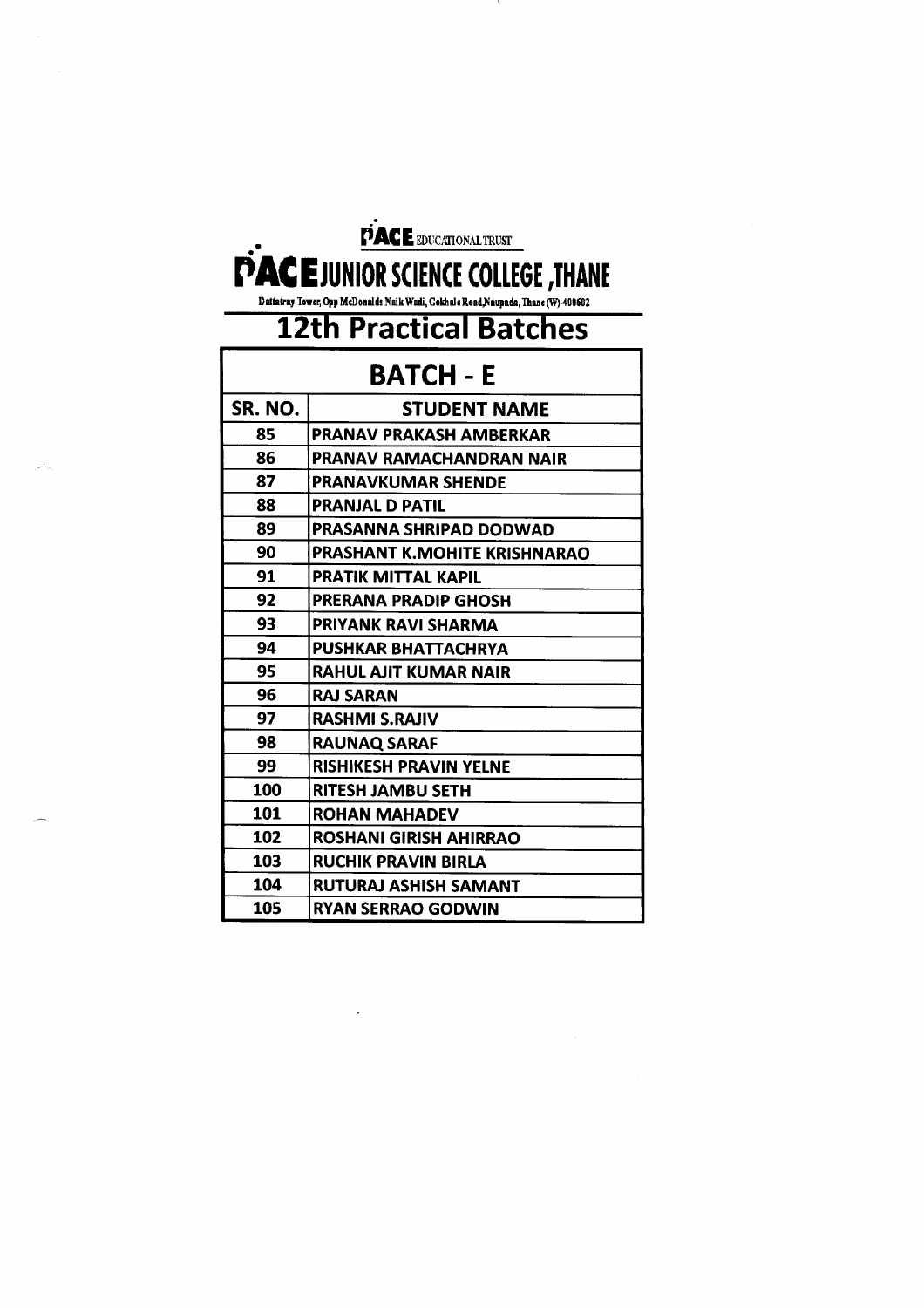PACE EDUCATIONAL TRUST

# PACE JUNIOR SCIENCE COLLEGE ,THANE

Dattatray Tower, Opp McDonalds Naik Wadi, Gokhale Road,Naupada, Thane (W)-400602

## 12th Practical Batches

### BATCH - E

| SR. NO. | STUDENT NAME |
|---|---|
| 85 | PRANAV PRAKASH AMBERKAR |
| 86 | PRANAV RAMACHANDRAN NAIR |
| 87 | PRANAVKUMAR SHENDE |
| 88 | PRANJAL D PATIL |
| 89 | PRASANNA SHRIPAD DODWAD |
| 90 | PRASHANT K.MOHITE KRISHNARAO |
| 91 | PRATIK MITTAL KAPIL |
| 92 | PRERANA PRADIP GHOSH |
| 93 | PRIYANK RAVI SHARMA |
| 94 | PUSHKAR BHATTACHRYA |
| 95 | RAHUL AJIT KUMAR NAIR |
| 96 | RAJ SARAN |
| 97 | RASHMI S.RAJIV |
| 98 | RAUNAQ SARAF |
| 99 | RISHIKESH PRAVIN YELNE |
| 100 | RITESH JAMBU SETH |
| 101 | ROHAN MAHADEV |
| 102 | ROSHANI GIRISH AHIRRAO |
| 103 | RUCHIK PRAVIN BIRLA |
| 104 | RUTURAJ ASHISH SAMANT |
| 105 | RYAN SERRAO GODWIN |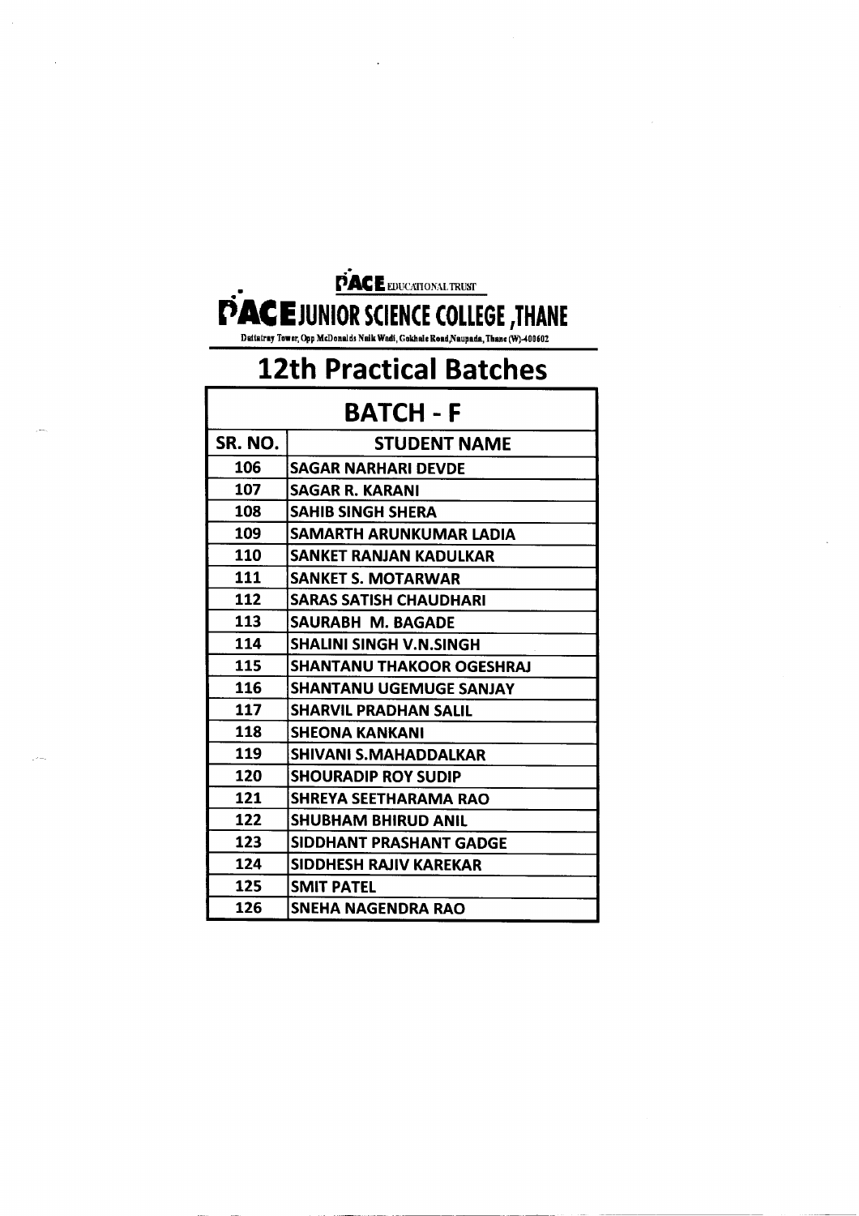PACE EDUCATIONAL TRUST

# PACE JUNIOR SCIENCE COLLEGE ,THANE

Dattatray Tower, Opp McDonalds Naik Wadi, Gokhale Road,Naupada, Thane (W)-400602

## 12th Practical Batches

| BATCH - F | |
|---|---|
| SR. NO. | STUDENT NAME |
| 106 | SAGAR NARHARI DEVDE |
| 107 | SAGAR R. KARANI |
| 108 | SAHIB SINGH SHERA |
| 109 | SAMARTH ARUNKUMAR LADIA |
| 110 | SANKET RANJAN KADULKAR |
| 111 | SANKET S. MOTARWAR |
| 112 | SARAS SATISH CHAUDHARI |
| 113 | SAURABH M. BAGADE |
| 114 | SHALINI SINGH V.N.SINGH |
| 115 | SHANTANU THAKOOR OGESHRAJ |
| 116 | SHANTANU UGEMUGE SANJAY |
| 117 | SHARVIL PRADHAN SALIL |
| 118 | SHEONA KANKANI |
| 119 | SHIVANI S.MAHADDALKAR |
| 120 | SHOURADIP ROY SUDIP |
| 121 | SHREYA SEETHARAMA RAO |
| 122 | SHUBHAM BHIRUD ANIL |
| 123 | SIDDHANT PRASHANT GADGE |
| 124 | SIDDHESH RAJIV KAREKAR |
| 125 | SMIT PATEL |
| 126 | SNEHA NAGENDRA RAO |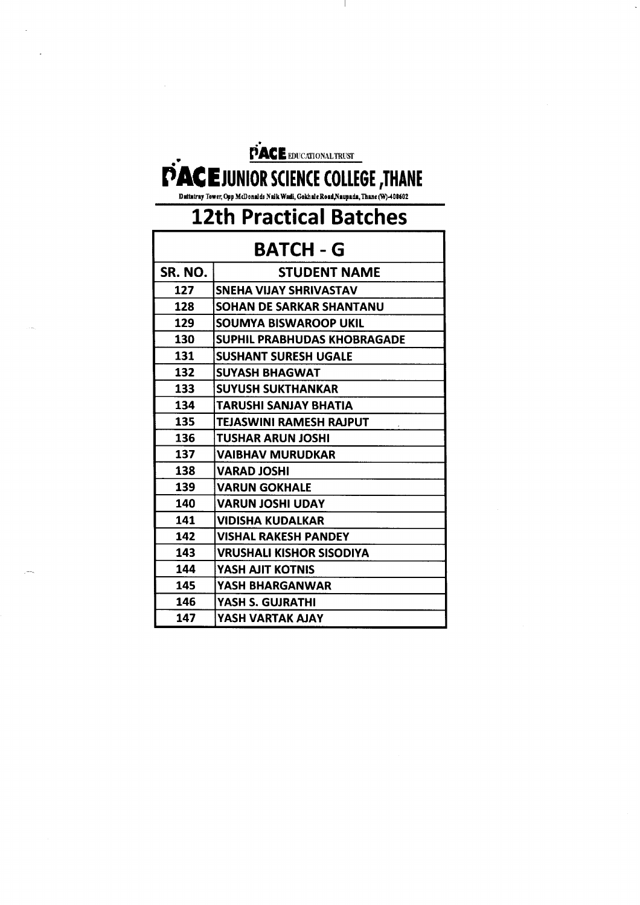PACE EDUCATIONAL TRUST

# PACE JUNIOR SCIENCE COLLEGE ,THANE

Dattatray Tower, Opp McDonalds Naik Wadi, Gokhale Road,Naupada, Thane (W)-400602

## 12th Practical Batches

| BATCH - G | |
|---|---|
| **SR. NO.** | **STUDENT NAME** |
| 127 | SNEHA VIJAY SHRIVASTAV |
| 128 | SOHAN DE SARKAR SHANTANU |
| 129 | SOUMYA BISWAROOP UKIL |
| 130 | SUPHIL PRABHUDAS KHOBRAGADE |
| 131 | SUSHANT SURESH UGALE |
| 132 | SUYASH BHAGWAT |
| 133 | SUYUSH SUKTHANKAR |
| 134 | TARUSHI SANJAY BHATIA |
| 135 | TEJASWINI RAMESH RAJPUT |
| 136 | TUSHAR ARUN JOSHI |
| 137 | VAIBHAV MURUDKAR |
| 138 | VARAD JOSHI |
| 139 | VARUN GOKHALE |
| 140 | VARUN JOSHI UDAY |
| 141 | VIDISHA KUDALKAR |
| 142 | VISHAL RAKESH PANDEY |
| 143 | VRUSHALI KISHOR SISODIYA |
| 144 | YASH AJIT KOTNIS |
| 145 | YASH BHARGANWAR |
| 146 | YASH S. GUJRATHI |
| 147 | YASH VARTAK AJAY |